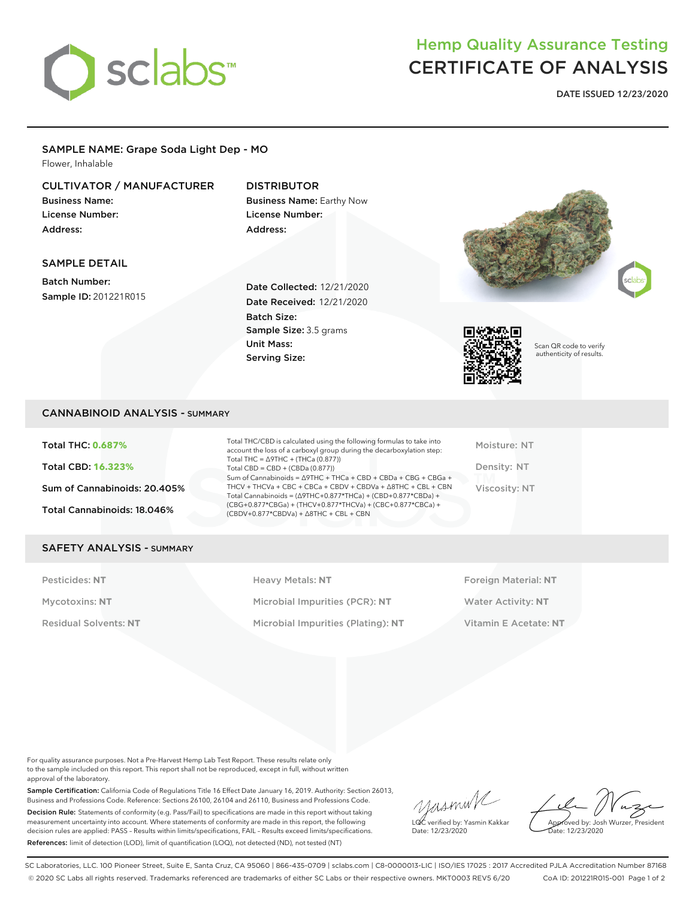# Hemp Quality Assurance Testing
# CERTIFICATE OF ANALYSIS

**DATE ISSUED 12/23/2020**

## SAMPLE NAME: Grape Soda Light Dep - MO

Flower, Inhalable

### CULTIVATOR / MANUFACTURER

**Business Name:**
**License Number:**
**Address:**

### DISTRIBUTOR

**Business Name:** Earthy Now
**License Number:**
**Address:**

### SAMPLE DETAIL

**Batch Number:**
**Sample ID:** 201221R015

**Date Collected:** 12/21/2020
**Date Received:** 12/21/2020
**Batch Size:**
**Sample Size:** 3.5 grams
**Unit Mass:**
**Serving Size:**

Scan QR code to verify authenticity of results.

## CANNABINOID ANALYSIS - SUMMARY

**Total THC:** **0.687%**

**Total CBD:** **16.323%**

**Sum of Cannabinoids:** 20.405%

**Total Cannabinoids:** 18.046%

Total THC/CBD is calculated using the following formulas to take into account the loss of a carboxyl group during the decarboxylation step:
Total THC = Δ9THC + (THCa (0.877))
Total CBD = CBD + (CBDa (0.877))
Sum of Cannabinoids = Δ9THC + THCa + CBD + CBDa + CBG + CBGa + THCV + THCVa + CBC + CBCa + CBDV + CBDVa + Δ8THC + CBL + CBN
Total Cannabinoids = (Δ9THC+0.877*THCa) + (CBD+0.877*CBDa) + (CBG+0.877*CBGa) + (THCV+0.877*THCVa) + (CBC+0.877*CBCa) + (CBDV+0.877*CBDVa) + Δ8THC + CBL + CBN

Moisture: NT

Density: NT

Viscosity: NT

## SAFETY ANALYSIS - SUMMARY

| | | |
|---|---|---|
| Pesticides: **NT** | Heavy Metals: **NT** | Foreign Material: **NT** |
| Mycotoxins: **NT** | Microbial Impurities (PCR): **NT** | Water Activity: **NT** |
| Residual Solvents: **NT** | Microbial Impurities (Plating): **NT** | Vitamin E Acetate: **NT** |

For quality assurance purposes. Not a Pre-Harvest Hemp Lab Test Report. These results relate only to the sample included on this report. This report shall not be reproduced, except in full, without written approval of the laboratory.

**Sample Certification:** California Code of Regulations Title 16 Effect Date January 16, 2019. Authority: Section 26013, Business and Professions Code. Reference: Sections 26100, 26104 and 26110, Business and Professions Code.

**Decision Rule:** Statements of conformity (e.g. Pass/Fail) to specifications are made in this report without taking measurement uncertainty into account. Where statements of conformity are made in this report, the following decision rules are applied: PASS - Results within limits/specifications, FAIL - Results exceed limits/specifications.

**References:** limit of detection (LOD), limit of quantification (LOQ), not detected (ND), not tested (NT)

LQC verified by: Yasmin Kakkar
Date: 12/23/2020

Approved by: Josh Wurzer, President
Date: 12/23/2020

SC Laboratories, LLC. 100 Pioneer Street, Suite E, Santa Cruz, CA 95060 | 866-435-0709 | sclabs.com | C8-0000013-LIC | ISO/IES 17025 : 2017 Accredited PJLA Accreditation Number 87168
© 2020 SC Labs all rights reserved. Trademarks referenced are trademarks of either SC Labs or their respective owners. MKT0003 REV5 6/20 CoA ID: 201221R015-001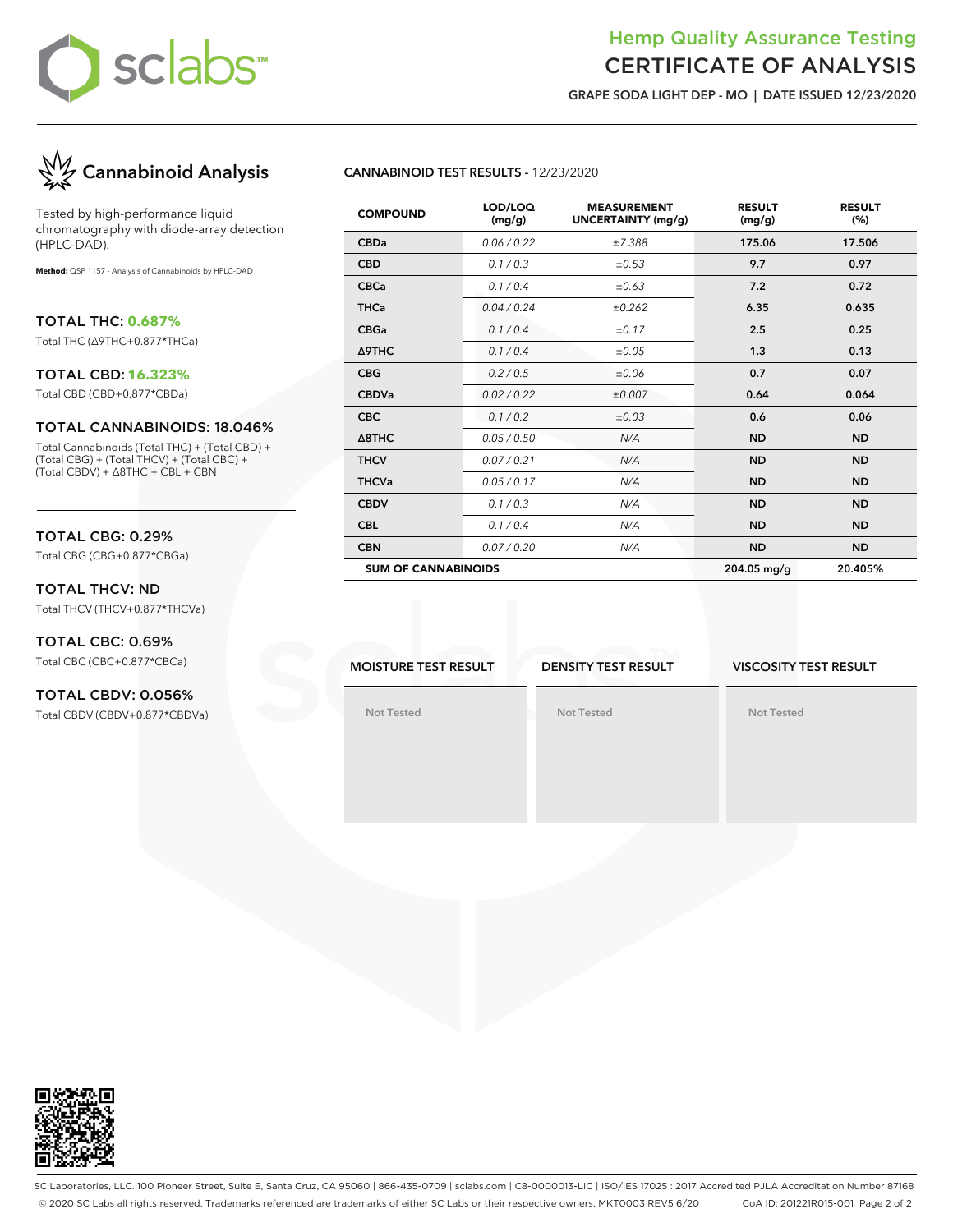# Hemp Quality Assurance Testing
# CERTIFICATE OF ANALYSIS

**GRAPE SODA LIGHT DEP - MO | DATE ISSUED 12/23/2020**

## Cannabinoid Analysis

Tested by high-performance liquid chromatography with diode-array detection (HPLC-DAD).

**Method:** QSP 1157 - Analysis of Cannabinoids by HPLC-DAD

**TOTAL THC: 0.687%**
Total THC (Δ9THC+0.877*THCa)

**TOTAL CBD: 16.323%**
Total CBD (CBD+0.877*CBDa)

**TOTAL CANNABINOIDS: 18.046%**
Total Cannabinoids (Total THC) + (Total CBD) + (Total CBG) + (Total THCV) + (Total CBC) + (Total CBDV) + Δ8THC + CBL + CBN

**TOTAL CBG: 0.29%**
Total CBG (CBG+0.877*CBGa)

**TOTAL THCV: ND**
Total THCV (THCV+0.877*THCVa)

**TOTAL CBC: 0.69%**
Total CBC (CBC+0.877*CBCa)

**TOTAL CBDV: 0.056%**
Total CBDV (CBDV+0.877*CBDVa)

### CANNABINOID TEST RESULTS - 12/23/2020

| COMPOUND | LOD/LOQ (mg/g) | MEASUREMENT UNCERTAINTY (mg/g) | RESULT (mg/g) | RESULT (%) |
|---|---|---|---|---|
| CBDa | 0.06 / 0.22 | ±7.388 | 175.06 | 17.506 |
| CBD | 0.1 / 0.3 | ±0.53 | 9.7 | 0.97 |
| CBCa | 0.1 / 0.4 | ±0.63 | 7.2 | 0.72 |
| THCa | 0.04 / 0.24 | ±0.262 | 6.35 | 0.635 |
| CBGa | 0.1 / 0.4 | ±0.17 | 2.5 | 0.25 |
| Δ9THC | 0.1 / 0.4 | ±0.05 | 1.3 | 0.13 |
| CBG | 0.2 / 0.5 | ±0.06 | 0.7 | 0.07 |
| CBDVa | 0.02 / 0.22 | ±0.007 | 0.64 | 0.064 |
| CBC | 0.1 / 0.2 | ±0.03 | 0.6 | 0.06 |
| Δ8THC | 0.05 / 0.50 | N/A | ND | ND |
| THCV | 0.07 / 0.21 | N/A | ND | ND |
| THCVa | 0.05 / 0.17 | N/A | ND | ND |
| CBDV | 0.1 / 0.3 | N/A | ND | ND |
| CBL | 0.1 / 0.4 | N/A | ND | ND |
| CBN | 0.07 / 0.20 | N/A | ND | ND |
| **SUM OF CANNABINOIDS** | | | **204.05 mg/g** | **20.405%** |

| MOISTURE TEST RESULT | DENSITY TEST RESULT | VISCOSITY TEST RESULT |
|---|---|---|
| Not Tested | Not Tested | Not Tested |

SC Laboratories, LLC. 100 Pioneer Street, Suite E, Santa Cruz, CA 95060 | 866-435-0709 | sclabs.com | C8-0000013-LIC | ISO/IES 17025 : 2017 Accredited PJLA Accreditation Number 87168
© 2020 SC Labs all rights reserved. Trademarks referenced are trademarks of either SC Labs or their respective owners. MKT0003 REV5 6/20 CoA ID: 201221R015-001